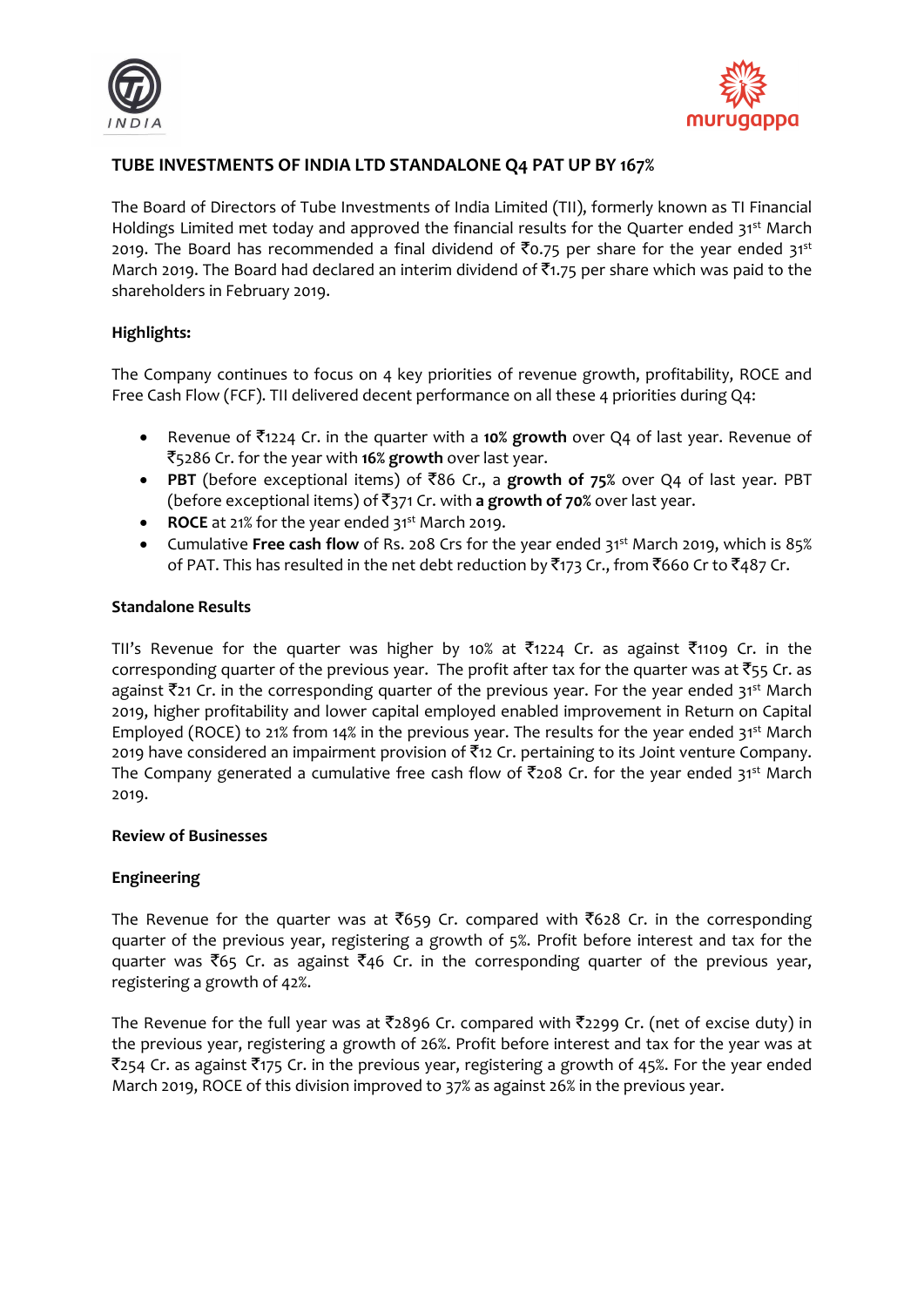# TUBE INVESTMENTS OF INDIA LTD STANDALONE Q4 PAT UP BY 167%

The Board of Directors of Tube Investments of India Limited (TII), formerly known as TI Financial Holdings Limited met today and approved the financial results for the Quarter ended 31st March 2019. The Board has recommended a final dividend of ₹0.75 per share for the year ended 31st March 2019. The Board had declared an interim dividend of ₹1.75 per share which was paid to the shareholders in February 2019.

## Highlights:

The Company continues to focus on 4 key priorities of revenue growth, profitability, ROCE and Free Cash Flow (FCF). TII delivered decent performance on all these 4 priorities during Q4:

- Revenue of ₹1224 Cr. in the quarter with a **10% growth** over Q4 of last year. Revenue of ₹5286 Cr. for the year with **16% growth** over last year.
- **PBT** (before exceptional items) of ₹86 Cr., a **growth of 75%** over Q4 of last year. PBT (before exceptional items) of ₹371 Cr. with **a growth of 70%** over last year.
- **ROCE** at 21% for the year ended 31st March 2019.
- Cumulative **Free cash flow** of Rs. 208 Crs for the year ended 31st March 2019, which is 85% of PAT. This has resulted in the net debt reduction by ₹173 Cr., from ₹660 Cr to ₹487 Cr.

## Standalone Results

TII's Revenue for the quarter was higher by 10% at ₹1224 Cr. as against ₹1109 Cr. in the corresponding quarter of the previous year. The profit after tax for the quarter was at ₹55 Cr. as against ₹21 Cr. in the corresponding quarter of the previous year. For the year ended 31st March 2019, higher profitability and lower capital employed enabled improvement in Return on Capital Employed (ROCE) to 21% from 14% in the previous year. The results for the year ended 31st March 2019 have considered an impairment provision of ₹12 Cr. pertaining to its Joint venture Company. The Company generated a cumulative free cash flow of ₹208 Cr. for the year ended 31st March 2019.

## Review of Businesses

### Engineering

The Revenue for the quarter was at ₹659 Cr. compared with ₹628 Cr. in the corresponding quarter of the previous year, registering a growth of 5%. Profit before interest and tax for the quarter was ₹65 Cr. as against ₹46 Cr. in the corresponding quarter of the previous year, registering a growth of 42%.

The Revenue for the full year was at ₹2896 Cr. compared with ₹2299 Cr. (net of excise duty) in the previous year, registering a growth of 26%. Profit before interest and tax for the year was at ₹254 Cr. as against ₹175 Cr. in the previous year, registering a growth of 45%. For the year ended March 2019, ROCE of this division improved to 37% as against 26% in the previous year.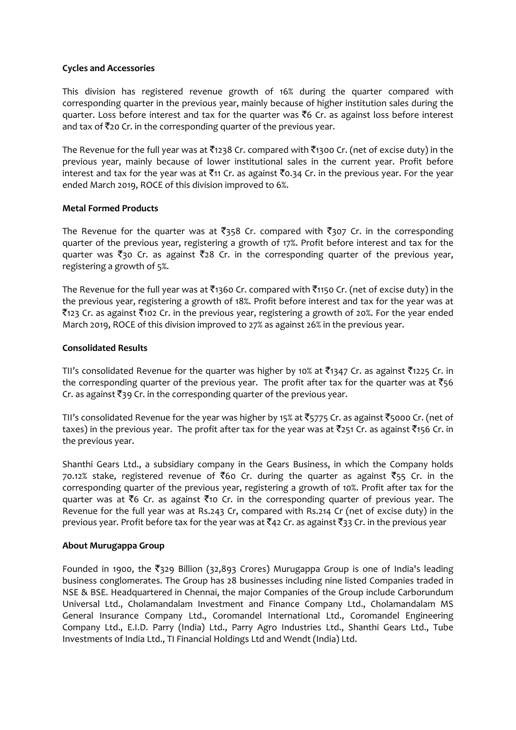**Cycles and Accessories**

This division has registered revenue growth of 16% during the quarter compared with corresponding quarter in the previous year, mainly because of higher institution sales during the quarter. Loss before interest and tax for the quarter was ₹6 Cr. as against loss before interest and tax of ₹20 Cr. in the corresponding quarter of the previous year.

The Revenue for the full year was at ₹1238 Cr. compared with ₹1300 Cr. (net of excise duty) in the previous year, mainly because of lower institutional sales in the current year. Profit before interest and tax for the year was at ₹11 Cr. as against ₹0.34 Cr. in the previous year. For the year ended March 2019, ROCE of this division improved to 6%.

**Metal Formed Products**

The Revenue for the quarter was at ₹358 Cr. compared with ₹307 Cr. in the corresponding quarter of the previous year, registering a growth of 17%. Profit before interest and tax for the quarter was ₹30 Cr. as against ₹28 Cr. in the corresponding quarter of the previous year, registering a growth of 5%.

The Revenue for the full year was at ₹1360 Cr. compared with ₹1150 Cr. (net of excise duty) in the the previous year, registering a growth of 18%. Profit before interest and tax for the year was at ₹123 Cr. as against ₹102 Cr. in the previous year, registering a growth of 20%. For the year ended March 2019, ROCE of this division improved to 27% as against 26% in the previous year.

**Consolidated Results**

TII's consolidated Revenue for the quarter was higher by 10% at ₹1347 Cr. as against ₹1225 Cr. in the corresponding quarter of the previous year. The profit after tax for the quarter was at ₹56 Cr. as against ₹39 Cr. in the corresponding quarter of the previous year.

TII's consolidated Revenue for the year was higher by 15% at ₹5775 Cr. as against ₹5000 Cr. (net of taxes) in the previous year. The profit after tax for the year was at ₹251 Cr. as against ₹156 Cr. in the previous year.

Shanthi Gears Ltd., a subsidiary company in the Gears Business, in which the Company holds 70.12% stake, registered revenue of ₹60 Cr. during the quarter as against ₹55 Cr. in the corresponding quarter of the previous year, registering a growth of 10%. Profit after tax for the quarter was at ₹6 Cr. as against ₹10 Cr. in the corresponding quarter of previous year. The Revenue for the full year was at Rs.243 Cr, compared with Rs.214 Cr (net of excise duty) in the previous year. Profit before tax for the year was at ₹42 Cr. as against ₹33 Cr. in the previous year

**About Murugappa Group**

Founded in 1900, the ₹329 Billion (32,893 Crores) Murugappa Group is one of India's leading business conglomerates. The Group has 28 businesses including nine listed Companies traded in NSE & BSE. Headquartered in Chennai, the major Companies of the Group include Carborundum Universal Ltd., Cholamandalam Investment and Finance Company Ltd., Cholamandalam MS General Insurance Company Ltd., Coromandel International Ltd., Coromandel Engineering Company Ltd., E.I.D. Parry (India) Ltd., Parry Agro Industries Ltd., Shanthi Gears Ltd., Tube Investments of India Ltd., TI Financial Holdings Ltd and Wendt (India) Ltd.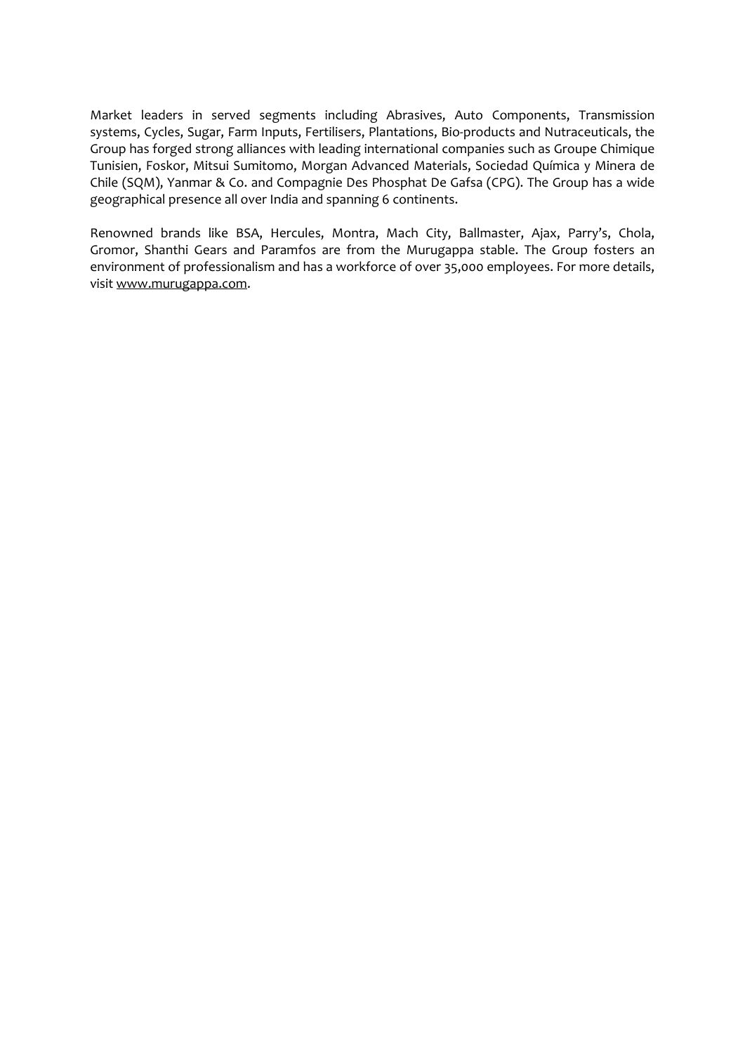Market leaders in served segments including Abrasives, Auto Components, Transmission systems, Cycles, Sugar, Farm Inputs, Fertilisers, Plantations, Bio-products and Nutraceuticals, the Group has forged strong alliances with leading international companies such as Groupe Chimique Tunisien, Foskor, Mitsui Sumitomo, Morgan Advanced Materials, Sociedad Química y Minera de Chile (SQM), Yanmar & Co. and Compagnie Des Phosphat De Gafsa (CPG). The Group has a wide geographical presence all over India and spanning 6 continents.

Renowned brands like BSA, Hercules, Montra, Mach City, Ballmaster, Ajax, Parry's, Chola, Gromor, Shanthi Gears and Paramfos are from the Murugappa stable. The Group fosters an environment of professionalism and has a workforce of over 35,000 employees. For more details, visit www.murugappa.com.